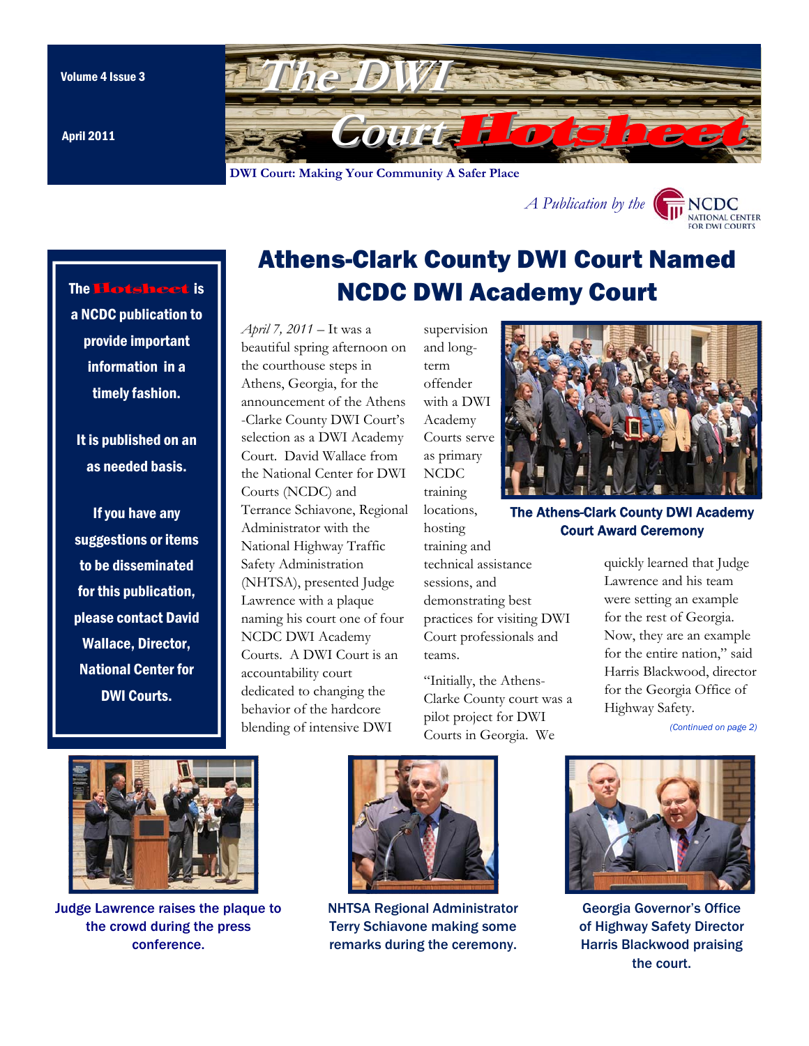Volume 4 Issue 3

April 2011

# The DWI Court Hotsheet

**DWI Court: Making Your Community A Safer Place**

*A Publication by the* NCDC NATIONAL CENTER FOR DWI COURTS

**The Hotsheet is a NCDC publication to provide important information in a timely fashion.**

**It is published on an as needed basis.**

**If you have any suggestions or items to be disseminated for this publication, please contact David Wallace, Director, National Center for DWI Courts.**

## Athens-Clark County DWI Court Named NCDC DWI Academy Court

*April 7, 2011* – It was a beautiful spring afternoon on the courthouse steps in Athens, Georgia, for the announcement of the Athens-Clarke County DWI Court's selection as a DWI Academy Court. David Wallace from the National Center for DWI Courts (NCDC) and Terrance Schiavone, Regional Administrator with the National Highway Traffic Safety Administration (NHTSA), presented Judge Lawrence with a plaque naming his court one of four NCDC DWI Academy Courts. A DWI Court is an accountability court dedicated to changing the behavior of the hardcore blending of intensive DWI supervision and long-term offender with a DWI Academy Courts serve as primary NCDC training locations, hosting training and technical assistance sessions, and demonstrating best practices for visiting DWI Court professionals and teams.

**The Athens-Clark County DWI Academy Court Award Ceremony**

"Initially, the Athens-Clarke County court was a pilot project for DWI Courts in Georgia. We quickly learned that Judge Lawrence and his team were setting an example for the rest of Georgia. Now, they are an example for the entire nation," said Harris Blackwood, director for the Georgia Office of Highway Safety.

*(Continued on page 2)*

Judge Lawrence raises the plaque to the crowd during the press conference.

NHTSA Regional Administrator Terry Schiavone making some remarks during the ceremony.

Georgia Governor's Office of Highway Safety Director Harris Blackwood praising the court.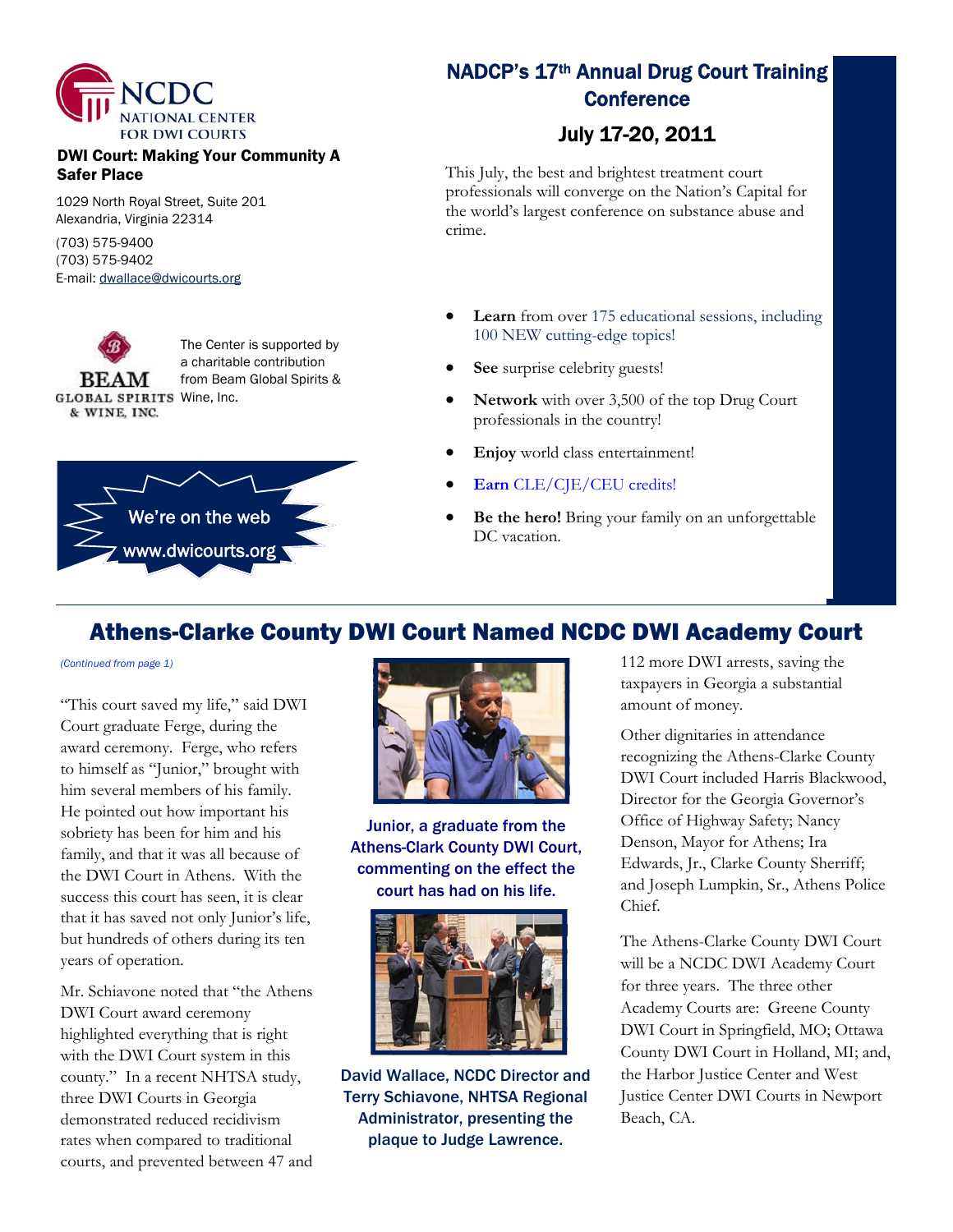NCDC NATIONAL CENTER FOR DWI COURTS

**DWI Court: Making Your Community A Safer Place**

1029 North Royal Street, Suite 201
Alexandria, Virginia 22314

(703) 575-9400
(703) 575-9402
E-mail: dwallace@dwicourts.org

The Center is supported by a charitable contribution from Beam Global Spirits & Wine, Inc.

We're on the web
www.dwicourts.org

## NADCP's 17th Annual Drug Court Training Conference

### July 17-20, 2011

This July, the best and brightest treatment court professionals will converge on the Nation's Capital for the world's largest conference on substance abuse and crime.

- **Learn** from over 175 educational sessions, including 100 NEW cutting-edge topics!
- **See** surprise celebrity guests!
- **Network** with over 3,500 of the top Drug Court professionals in the country!
- **Enjoy** world class entertainment!
- **Earn** CLE/CJE/CEU credits!
- **Be the hero!** Bring your family on an unforgettable DC vacation.

## Athens-Clarke County DWI Court Named NCDC DWI Academy Court

*(Continued from page 1)*

"This court saved my life," said DWI Court graduate Ferge, during the award ceremony. Ferge, who refers to himself as "Junior," brought with him several members of his family. He pointed out how important his sobriety has been for him and his family, and that it was all because of the DWI Court in Athens. With the success this court has seen, it is clear that it has saved not only Junior's life, but hundreds of others during its ten years of operation.

Mr. Schiavone noted that "the Athens DWI Court award ceremony highlighted everything that is right with the DWI Court system in this county." In a recent NHTSA study, three DWI Courts in Georgia demonstrated reduced recidivism rates when compared to traditional courts, and prevented between 47 and 112 more DWI arrests, saving the taxpayers in Georgia a substantial amount of money.

Junior, a graduate from the Athens-Clark County DWI Court, commenting on the effect the court has had on his life.

David Wallace, NCDC Director and Terry Schiavone, NHTSA Regional Administrator, presenting the plaque to Judge Lawrence.

Other dignitaries in attendance recognizing the Athens-Clarke County DWI Court included Harris Blackwood, Director for the Georgia Governor's Office of Highway Safety; Nancy Denson, Mayor for Athens; Ira Edwards, Jr., Clarke County Sherriff; and Joseph Lumpkin, Sr., Athens Police Chief.

The Athens-Clarke County DWI Court will be a NCDC DWI Academy Court for three years. The three other Academy Courts are: Greene County DWI Court in Springfield, MO; Ottawa County DWI Court in Holland, MI; and, the Harbor Justice Center and West Justice Center DWI Courts in Newport Beach, CA.